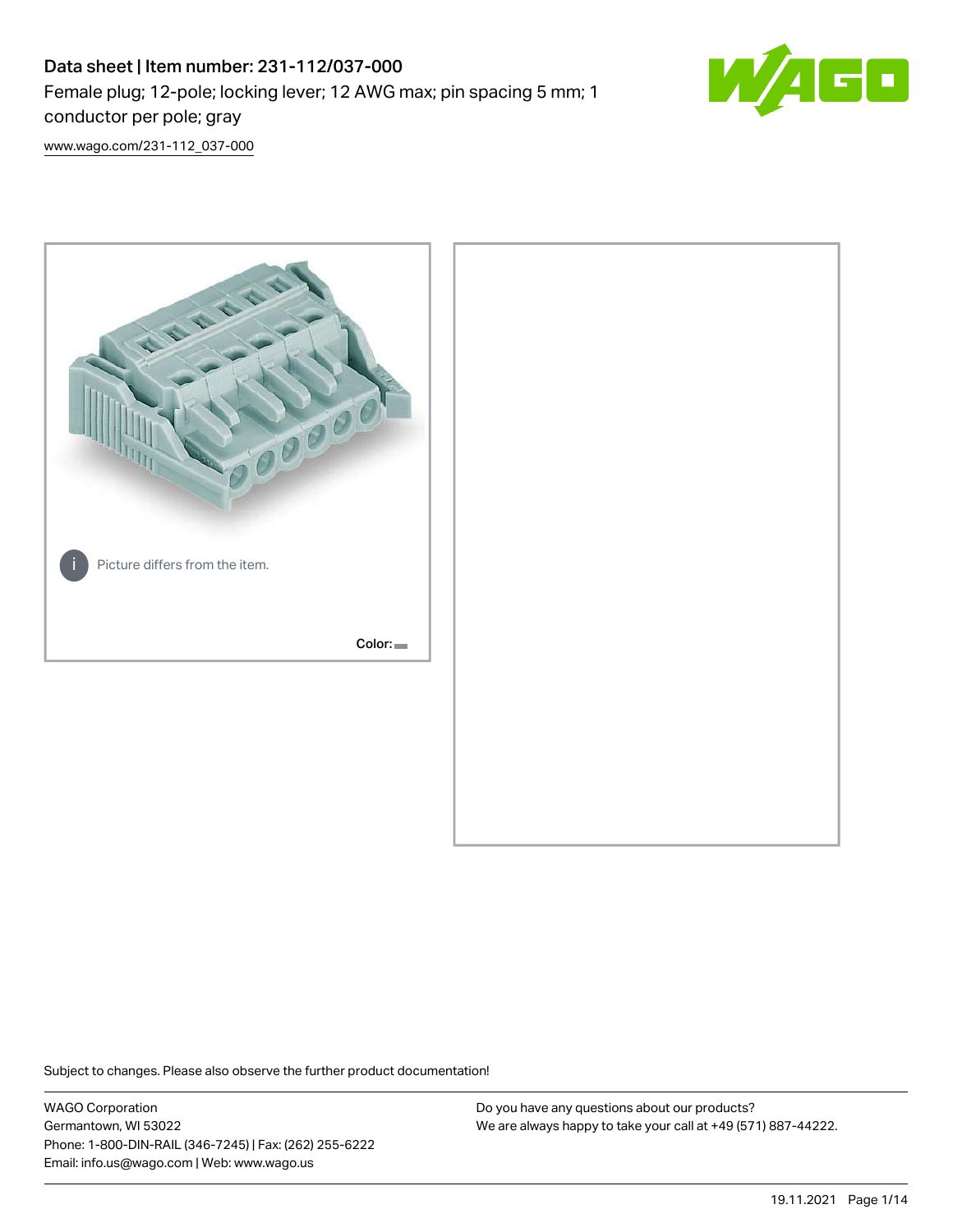# Data sheet | Item number: 231-112/037-000

Female plug; 12-pole; locking lever; 12 AWG max; pin spacing 5 mm; 1 conductor per pole; gray

www.wago.com/231-112_037-000

Picture differs from the item.

Color:

Subject to changes. Please also observe the further product documentation!

WAGO Corporation
Germantown, WI 53022
Phone: 1-800-DIN-RAIL (346-7245) | Fax: (262) 255-6222
Email: info.us@wago.com | Web: www.wago.us

Do you have any questions about our products?
We are always happy to take your call at +49 (571) 887-44222.

19.11.2021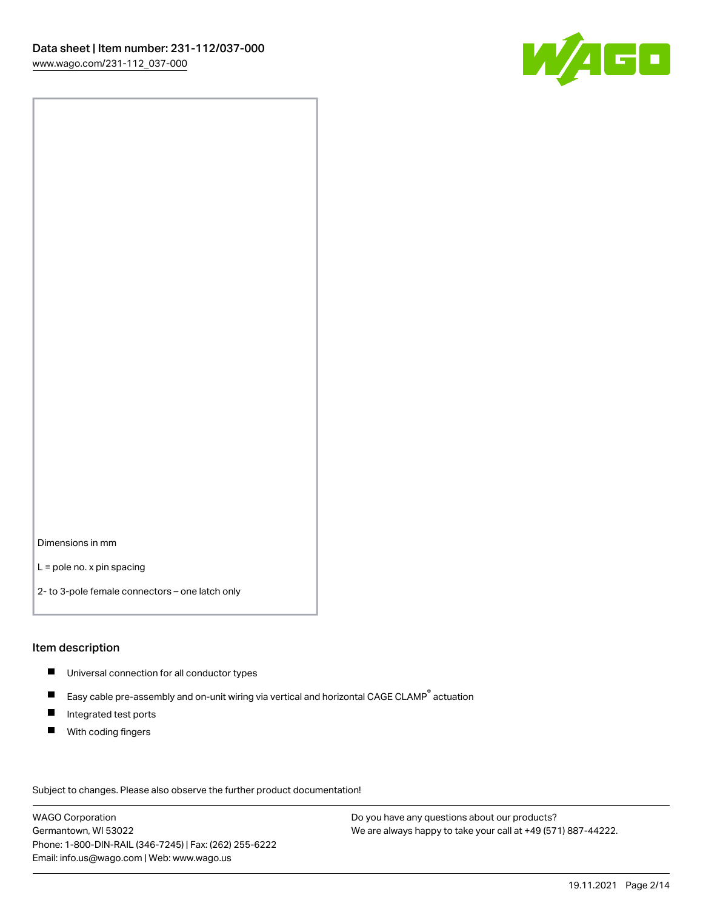Dimensions in mm

L = pole no. x pin spacing

2- to 3-pole female connectors – one latch only

## Item description

- Universal connection for all conductor types
- Easy cable pre-assembly and on-unit wiring via vertical and horizontal CAGE CLAMP® actuation
- Integrated test ports
- With coding fingers

Subject to changes. Please also observe the further product documentation!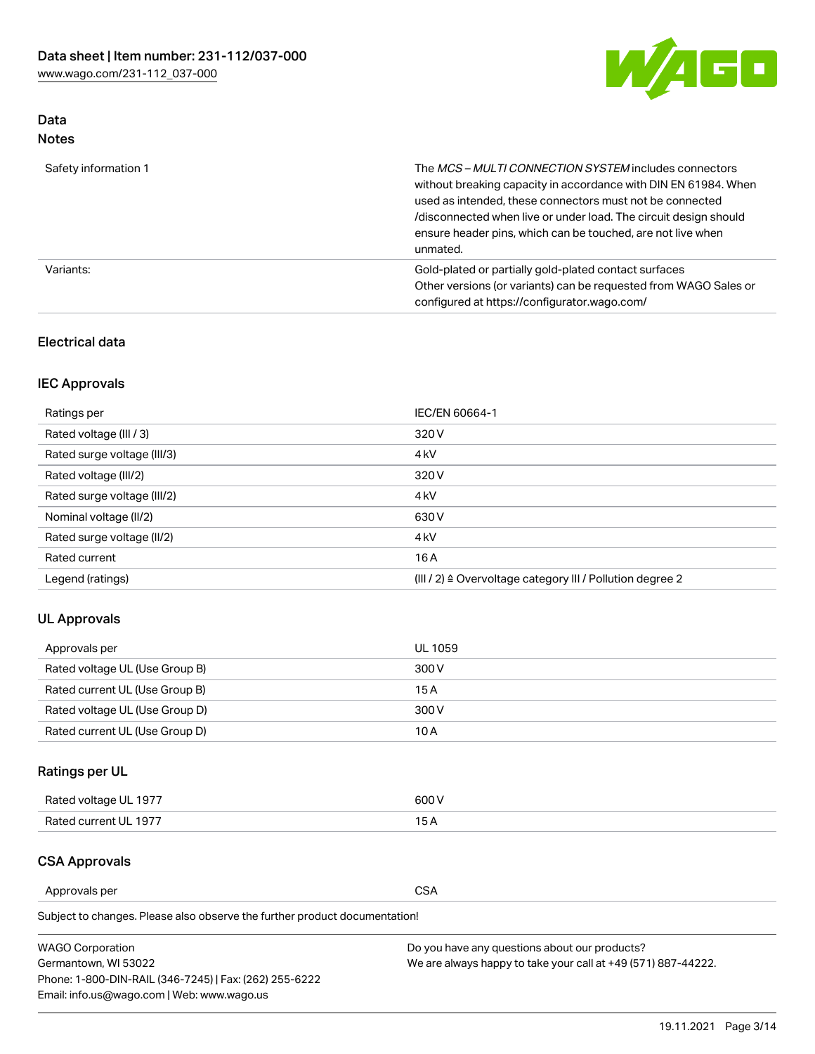## Data
### Notes

| | |
|---|---|
| Safety information 1 | The *MCS – MULTI CONNECTION SYSTEM* includes connectors without breaking capacity in accordance with DIN EN 61984. When used as intended, these connectors must not be connected /disconnected when live or under load. The circuit design should ensure header pins, which can be touched, are not live when unmated. |
| Variants: | Gold-plated or partially gold-plated contact surfaces<br>Other versions (or variants) can be requested from WAGO Sales or configured at https://configurator.wago.com/ |

### Electrical data

### IEC Approvals

| | |
|---|---|
| Ratings per | IEC/EN 60664-1 |
| Rated voltage (III / 3) | 320 V |
| Rated surge voltage (III/3) | 4 kV |
| Rated voltage (III/2) | 320 V |
| Rated surge voltage (III/2) | 4 kV |
| Nominal voltage (II/2) | 630 V |
| Rated surge voltage (II/2) | 4 kV |
| Rated current | 16 A |
| Legend (ratings) | (III / 2) ≙ Overvoltage category III / Pollution degree 2 |

### UL Approvals

| | |
|---|---|
| Approvals per | UL 1059 |
| Rated voltage UL (Use Group B) | 300 V |
| Rated current UL (Use Group B) | 15 A |
| Rated voltage UL (Use Group D) | 300 V |
| Rated current UL (Use Group D) | 10 A |

### Ratings per UL

| | |
|---|---|
| Rated voltage UL 1977 | 600 V |
| Rated current UL 1977 | 15 A |

### CSA Approvals

| | |
|---|---|
| Approvals per | CSA |

Subject to changes. Please also observe the further product documentation!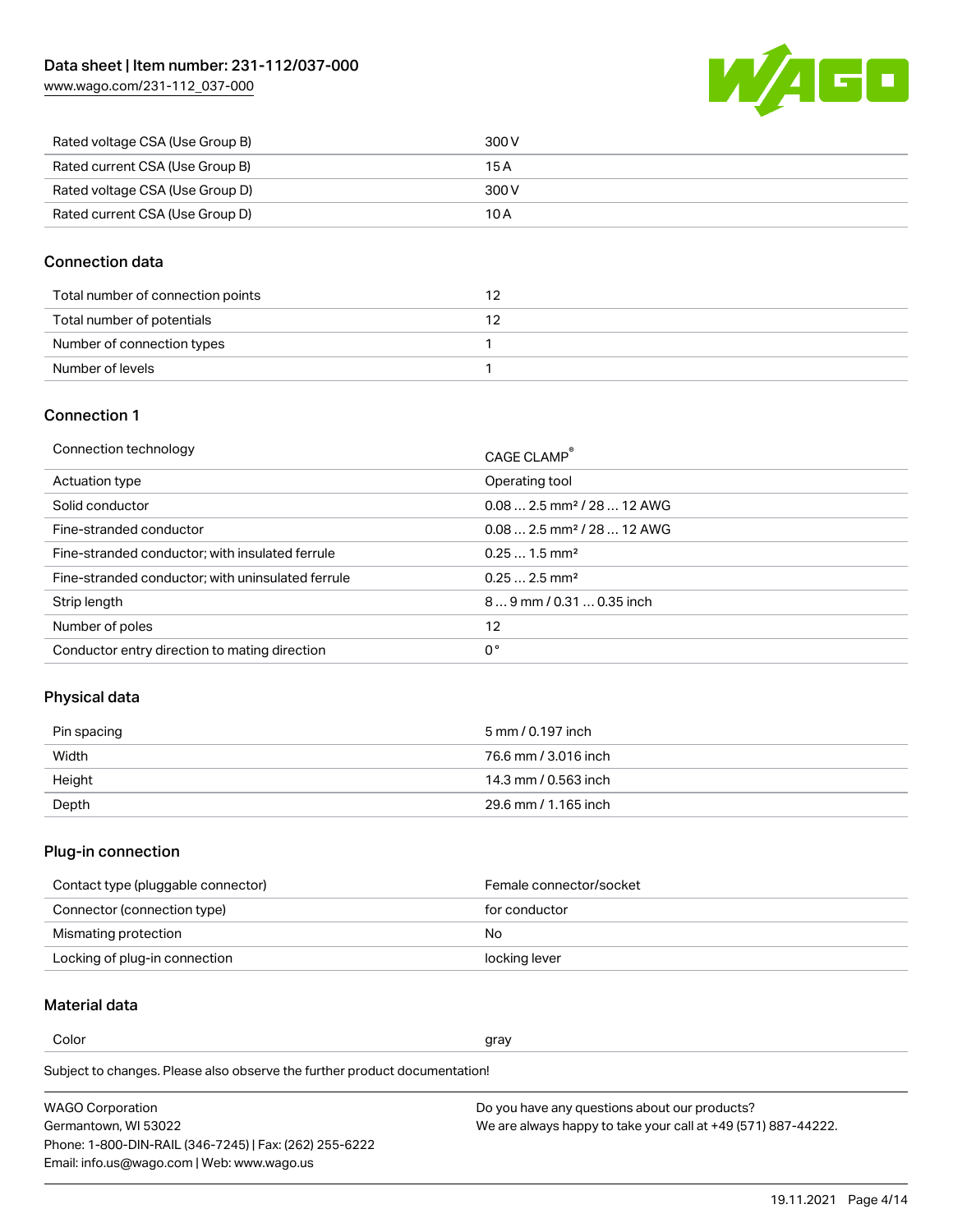| | |
|---|---|
| Rated voltage CSA (Use Group B) | 300 V |
| Rated current CSA (Use Group B) | 15 A |
| Rated voltage CSA (Use Group D) | 300 V |
| Rated current CSA (Use Group D) | 10 A |

## Connection data

| | |
|---|---|
| Total number of connection points | 12 |
| Total number of potentials | 12 |
| Number of connection types | 1 |
| Number of levels | 1 |

## Connection 1

| | |
|---|---|
| Connection technology | CAGE CLAMP® |
| Actuation type | Operating tool |
| Solid conductor | 0.08 … 2.5 mm² / 28 … 12 AWG |
| Fine-stranded conductor | 0.08 … 2.5 mm² / 28 … 12 AWG |
| Fine-stranded conductor; with insulated ferrule | 0.25 … 1.5 mm² |
| Fine-stranded conductor; with uninsulated ferrule | 0.25 … 2.5 mm² |
| Strip length | 8 … 9 mm / 0.31 … 0.35 inch |
| Number of poles | 12 |
| Conductor entry direction to mating direction | 0 ° |

## Physical data

| | |
|---|---|
| Pin spacing | 5 mm / 0.197 inch |
| Width | 76.6 mm / 3.016 inch |
| Height | 14.3 mm / 0.563 inch |
| Depth | 29.6 mm / 1.165 inch |

## Plug-in connection

| | |
|---|---|
| Contact type (pluggable connector) | Female connector/socket |
| Connector (connection type) | for conductor |
| Mismating protection | No |
| Locking of plug-in connection | locking lever |

## Material data

| | |
|---|---|
| Color | gray |

Subject to changes. Please also observe the further product documentation!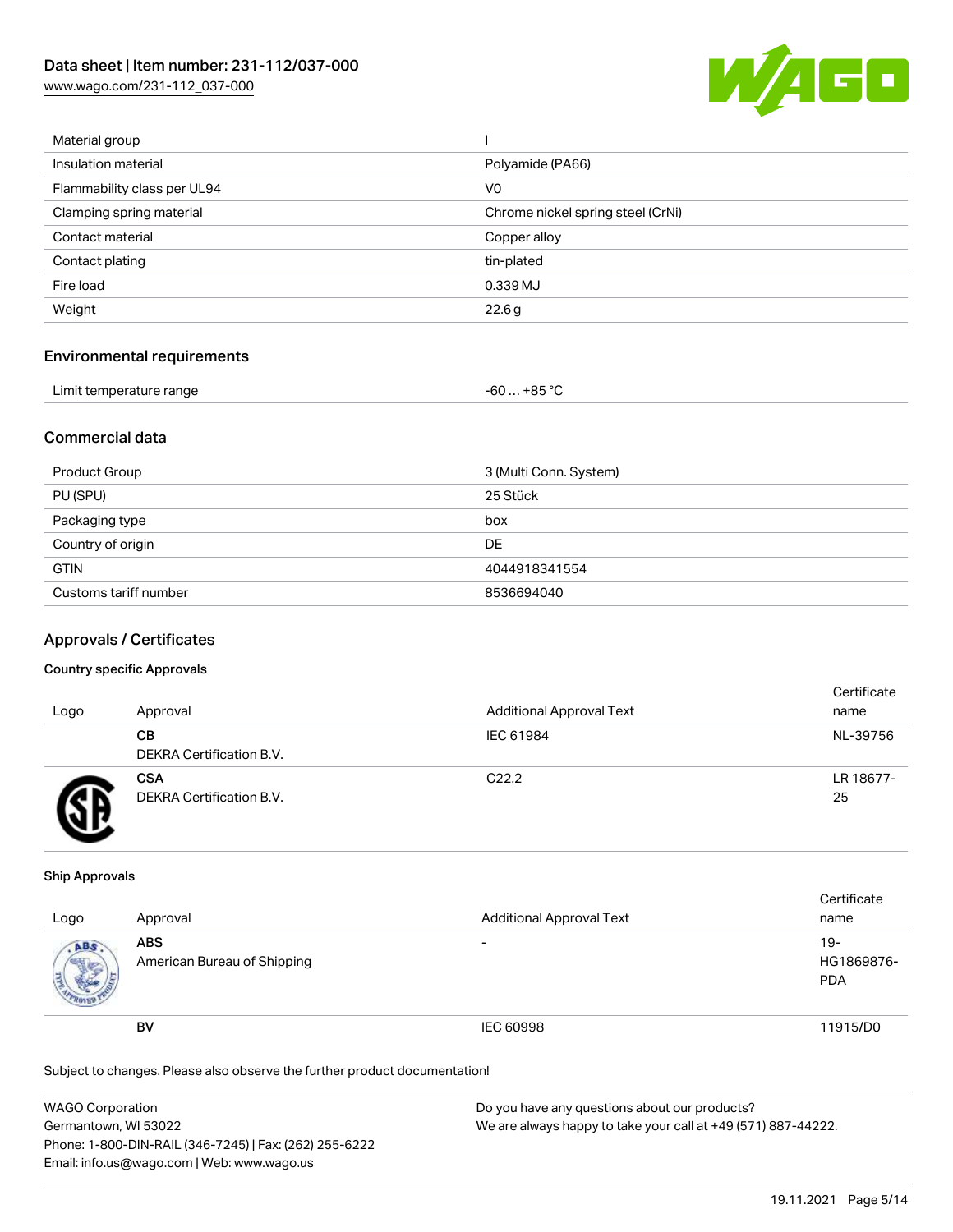| | |
|---|---|
| Material group | I |
| Insulation material | Polyamide (PA66) |
| Flammability class per UL94 | V0 |
| Clamping spring material | Chrome nickel spring steel (CrNi) |
| Contact material | Copper alloy |
| Contact plating | tin-plated |
| Fire load | 0.339 MJ |
| Weight | 22.6 g |

## Environmental requirements

| | |
|---|---|
| Limit temperature range | -60 … +85 °C |

## Commercial data

| | |
|---|---|
| Product Group | 3 (Multi Conn. System) |
| PU (SPU) | 25 Stück |
| Packaging type | box |
| Country of origin | DE |
| GTIN | 4044918341554 |
| Customs tariff number | 8536694040 |

## Approvals / Certificates

### Country specific Approvals

| Logo | Approval | Additional Approval Text | Certificate name |
|---|---|---|---|
| | **CB** DEKRA Certification B.V. | IEC 61984 | NL-39756 |
| | **CSA** DEKRA Certification B.V. | C22.2 | LR 18677-25 |

### Ship Approvals

| Logo | Approval | Additional Approval Text | Certificate name |
|---|---|---|---|
| | **ABS** American Bureau of Shipping | - | 19-HG1869876-PDA |
| | **BV** | IEC 60998 | 11915/D0 |

Subject to changes. Please also observe the further product documentation!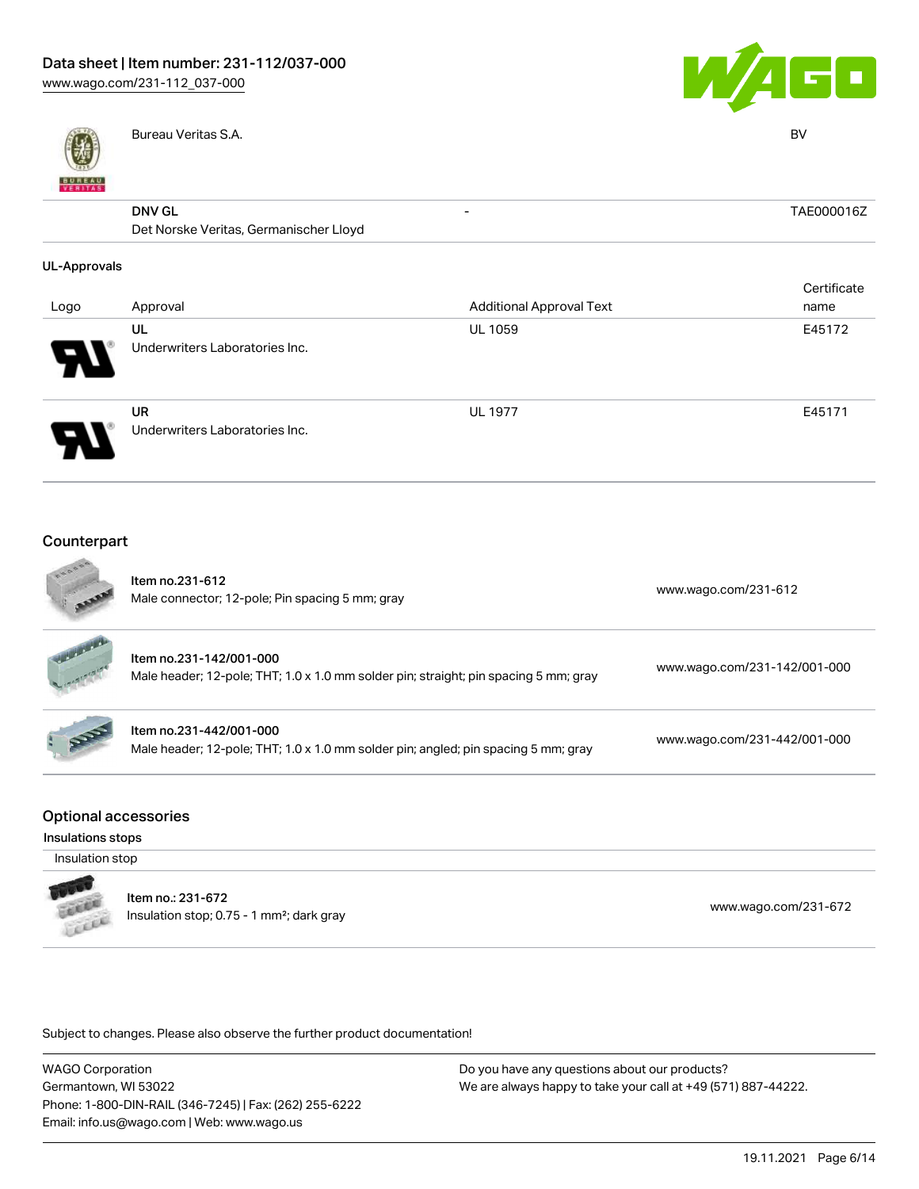| | | | |
|---|---|---|---|
| | Bureau Veritas S.A. | | BV |
| | **DNV GL**<br>Det Norske Veritas, Germanischer Lloyd | - | TAE000016Z |

**UL-Approvals**

| Logo | Approval | Additional Approval Text | Certificate name |
|---|---|---|---|
| | UL<br>Underwriters Laboratories Inc. | UL 1059 | E45172 |
| | UR<br>Underwriters Laboratories Inc. | UL 1977 | E45171 |

## Counterpart

| | | |
|---|---|---|
| | Item no.231-612<br>Male connector; 12-pole; Pin spacing 5 mm; gray | www.wago.com/231-612 |
| | Item no.231-142/001-000<br>Male header; 12-pole; THT; 1.0 x 1.0 mm solder pin; straight; pin spacing 5 mm; gray | www.wago.com/231-142/001-000 |
| | Item no.231-442/001-000<br>Male header; 12-pole; THT; 1.0 x 1.0 mm solder pin; angled; pin spacing 5 mm; gray | www.wago.com/231-442/001-000 |

## Optional accessories

### Insulations stops

Insulation stop

| | | |
|---|---|---|
| | Item no.: 231-672<br>Insulation stop; 0.75 - 1 mm²; dark gray | www.wago.com/231-672 |

Subject to changes. Please also observe the further product documentation!

WAGO Corporation
Germantown, WI 53022
Phone: 1-800-DIN-RAIL (346-7245) | Fax: (262) 255-6222
Email: info.us@wago.com | Web: www.wago.us

Do you have any questions about our products?
We are always happy to take your call at +49 (571) 887-44222.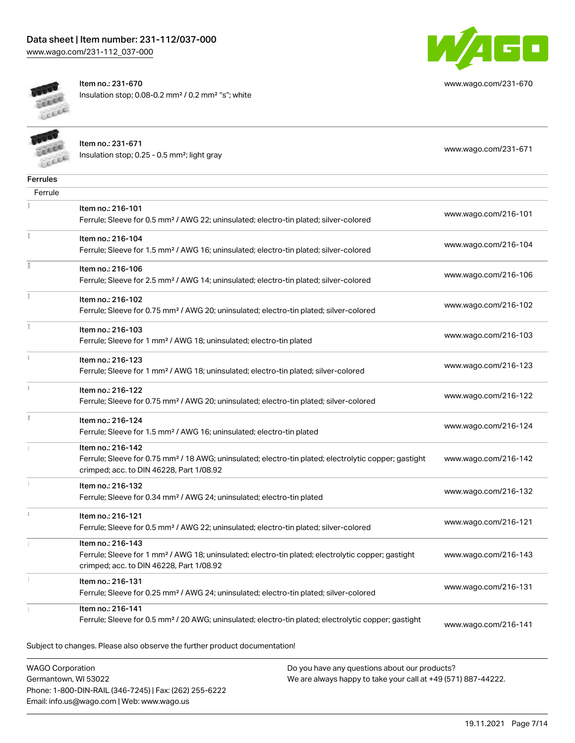| | | |
|---|---|---|
| | Item no.: 231-670<br>Insulation stop; 0.08-0.2 mm² / 0.2 mm² "s"; white | www.wago.com/231-670 |
| | Item no.: 231-671<br>Insulation stop; 0.25 - 0.5 mm²; light gray | www.wago.com/231-671 |

**Ferrules**

Ferrule

| | | |
|---|---|---|
| | Item no.: 216-101<br>Ferrule; Sleeve for 0.5 mm² / AWG 22; uninsulated; electro-tin plated; silver-colored | www.wago.com/216-101 |
| | Item no.: 216-104<br>Ferrule; Sleeve for 1.5 mm² / AWG 16; uninsulated; electro-tin plated; silver-colored | www.wago.com/216-104 |
| | Item no.: 216-106<br>Ferrule; Sleeve for 2.5 mm² / AWG 14; uninsulated; electro-tin plated; silver-colored | www.wago.com/216-106 |
| | Item no.: 216-102<br>Ferrule; Sleeve for 0.75 mm² / AWG 20; uninsulated; electro-tin plated; silver-colored | www.wago.com/216-102 |
| | Item no.: 216-103<br>Ferrule; Sleeve for 1 mm² / AWG 18; uninsulated; electro-tin plated | www.wago.com/216-103 |
| | Item no.: 216-123<br>Ferrule; Sleeve for 1 mm² / AWG 18; uninsulated; electro-tin plated; silver-colored | www.wago.com/216-123 |
| | Item no.: 216-122<br>Ferrule; Sleeve for 0.75 mm² / AWG 20; uninsulated; electro-tin plated; silver-colored | www.wago.com/216-122 |
| | Item no.: 216-124<br>Ferrule; Sleeve for 1.5 mm² / AWG 16; uninsulated; electro-tin plated | www.wago.com/216-124 |
| | Item no.: 216-142<br>Ferrule; Sleeve for 0.75 mm² / 18 AWG; uninsulated; electro-tin plated; electrolytic copper; gastight crimped; acc. to DIN 46228, Part 1/08.92 | www.wago.com/216-142 |
| | Item no.: 216-132<br>Ferrule; Sleeve for 0.34 mm² / AWG 24; uninsulated; electro-tin plated | www.wago.com/216-132 |
| | Item no.: 216-121<br>Ferrule; Sleeve for 0.5 mm² / AWG 22; uninsulated; electro-tin plated; silver-colored | www.wago.com/216-121 |
| | Item no.: 216-143<br>Ferrule; Sleeve for 1 mm² / AWG 18; uninsulated; electro-tin plated; electrolytic copper; gastight crimped; acc. to DIN 46228, Part 1/08.92 | www.wago.com/216-143 |
| | Item no.: 216-131<br>Ferrule; Sleeve for 0.25 mm² / AWG 24; uninsulated; electro-tin plated; silver-colored | www.wago.com/216-131 |
| | Item no.: 216-141<br>Ferrule; Sleeve for 0.5 mm² / 20 AWG; uninsulated; electro-tin plated; electrolytic copper; gastight | www.wago.com/216-141 |

Subject to changes. Please also observe the further product documentation!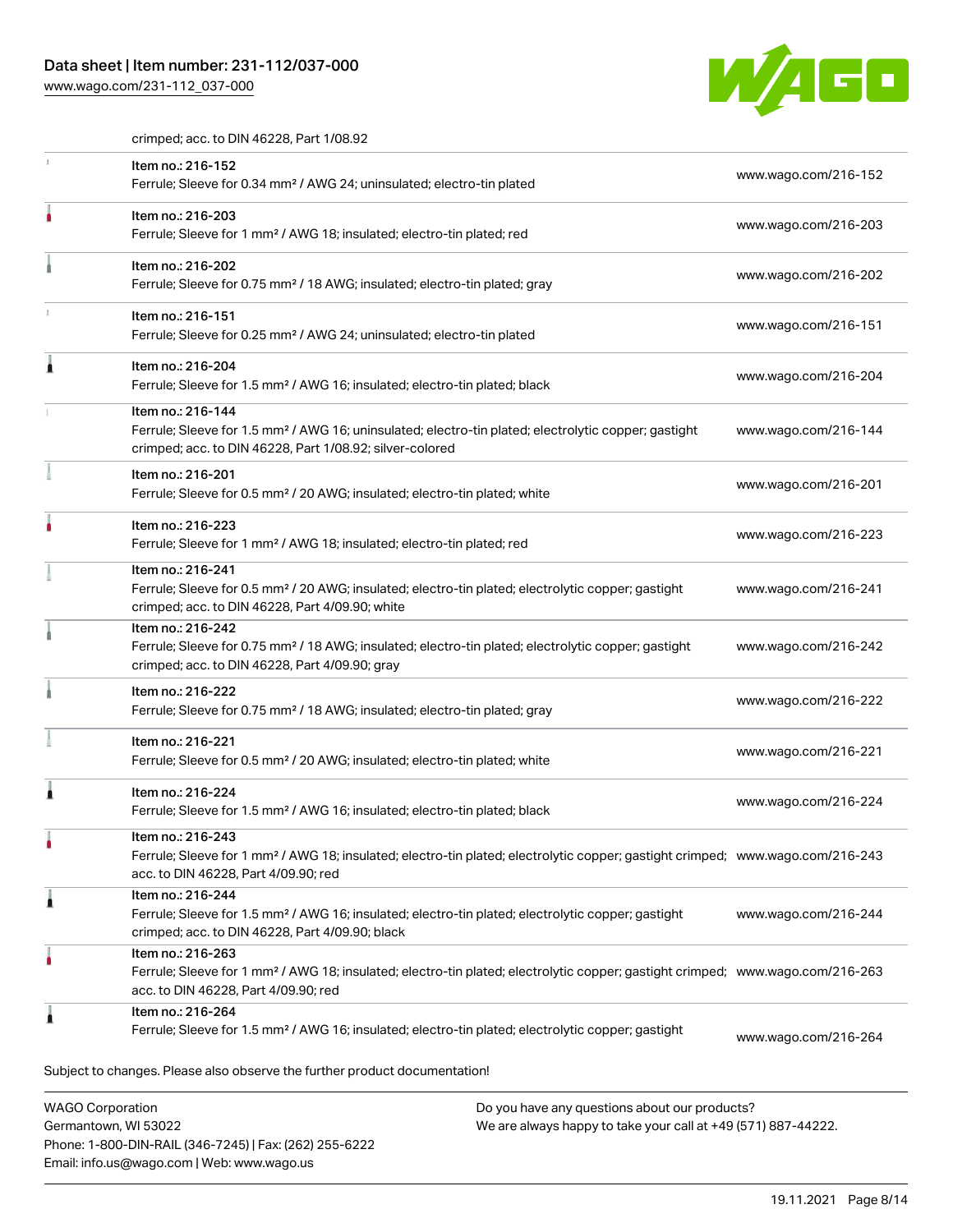crimped; acc. to DIN 46228, Part 1/08.92

| | | |
|---|---|---|
| | Item no.: 216-152<br>Ferrule; Sleeve for 0.34 mm² / AWG 24; uninsulated; electro-tin plated | www.wago.com/216-152 |
| | Item no.: 216-203<br>Ferrule; Sleeve for 1 mm² / AWG 18; insulated; electro-tin plated; red | www.wago.com/216-203 |
| | Item no.: 216-202<br>Ferrule; Sleeve for 0.75 mm² / 18 AWG; insulated; electro-tin plated; gray | www.wago.com/216-202 |
| | Item no.: 216-151<br>Ferrule; Sleeve for 0.25 mm² / AWG 24; uninsulated; electro-tin plated | www.wago.com/216-151 |
| | Item no.: 216-204<br>Ferrule; Sleeve for 1.5 mm² / AWG 16; insulated; electro-tin plated; black | www.wago.com/216-204 |
| | Item no.: 216-144<br>Ferrule; Sleeve for 1.5 mm² / AWG 16; uninsulated; electro-tin plated; electrolytic copper; gastight crimped; acc. to DIN 46228, Part 1/08.92; silver-colored | www.wago.com/216-144 |
| | Item no.: 216-201<br>Ferrule; Sleeve for 0.5 mm² / 20 AWG; insulated; electro-tin plated; white | www.wago.com/216-201 |
| | Item no.: 216-223<br>Ferrule; Sleeve for 1 mm² / AWG 18; insulated; electro-tin plated; red | www.wago.com/216-223 |
| | Item no.: 216-241<br>Ferrule; Sleeve for 0.5 mm² / 20 AWG; insulated; electro-tin plated; electrolytic copper; gastight crimped; acc. to DIN 46228, Part 4/09.90; white | www.wago.com/216-241 |
| | Item no.: 216-242<br>Ferrule; Sleeve for 0.75 mm² / 18 AWG; insulated; electro-tin plated; electrolytic copper; gastight crimped; acc. to DIN 46228, Part 4/09.90; gray | www.wago.com/216-242 |
| | Item no.: 216-222<br>Ferrule; Sleeve for 0.75 mm² / 18 AWG; insulated; electro-tin plated; gray | www.wago.com/216-222 |
| | Item no.: 216-221<br>Ferrule; Sleeve for 0.5 mm² / 20 AWG; insulated; electro-tin plated; white | www.wago.com/216-221 |
| | Item no.: 216-224<br>Ferrule; Sleeve for 1.5 mm² / AWG 16; insulated; electro-tin plated; black | www.wago.com/216-224 |
| | Item no.: 216-243<br>Ferrule; Sleeve for 1 mm² / AWG 18; insulated; electro-tin plated; electrolytic copper; gastight crimped; acc. to DIN 46228, Part 4/09.90; red | www.wago.com/216-243 |
| | Item no.: 216-244<br>Ferrule; Sleeve for 1.5 mm² / AWG 16; insulated; electro-tin plated; electrolytic copper; gastight crimped; acc. to DIN 46228, Part 4/09.90; black | www.wago.com/216-244 |
| | Item no.: 216-263<br>Ferrule; Sleeve for 1 mm² / AWG 18; insulated; electro-tin plated; electrolytic copper; gastight crimped; acc. to DIN 46228, Part 4/09.90; red | www.wago.com/216-263 |
| | Item no.: 216-264<br>Ferrule; Sleeve for 1.5 mm² / AWG 16; insulated; electro-tin plated; electrolytic copper; gastight | www.wago.com/216-264 |

Subject to changes. Please also observe the further product documentation!

WAGO Corporation
Germantown, WI 53022
Phone: 1-800-DIN-RAIL (346-7245) | Fax: (262) 255-6222
Email: info.us@wago.com | Web: www.wago.us

Do you have any questions about our products?
We are always happy to take your call at +49 (571) 887-44222.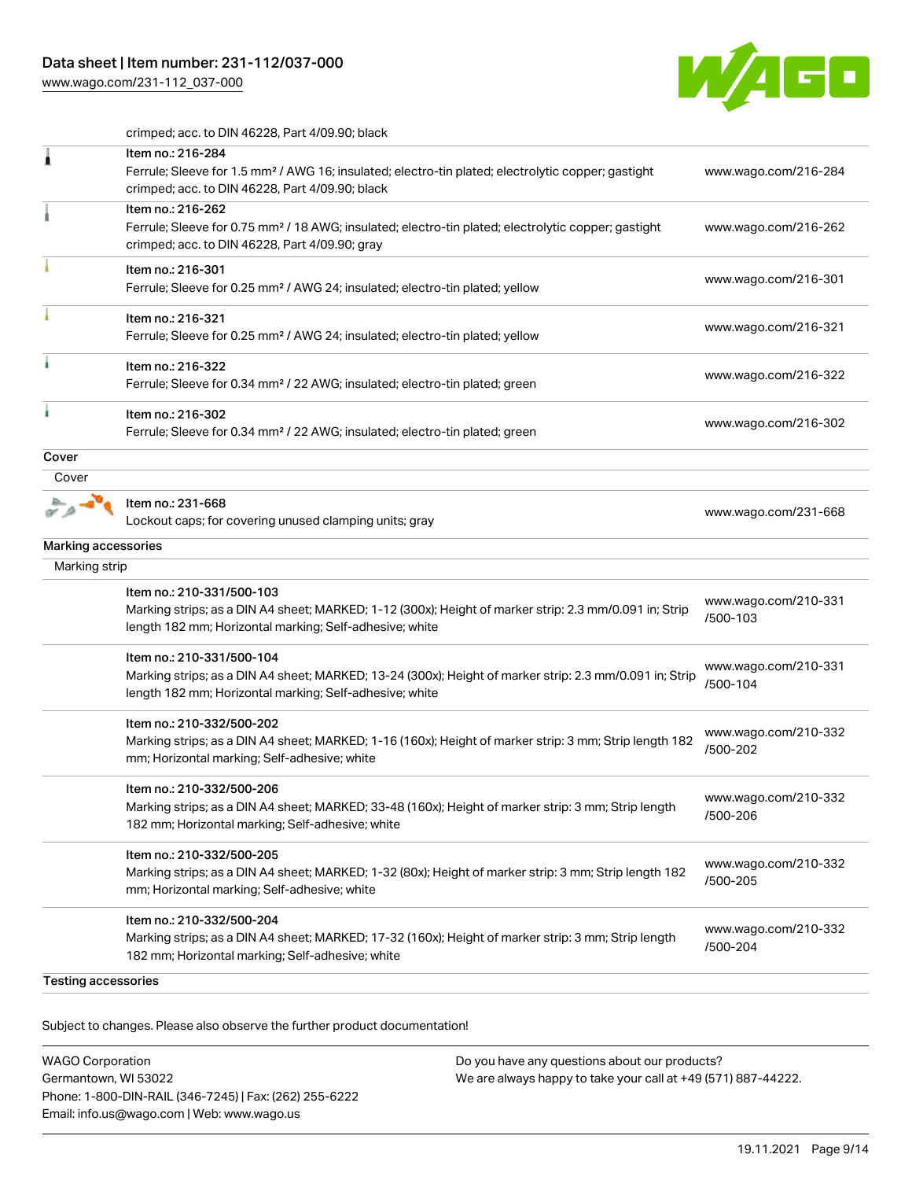crimped; acc. to DIN 46228, Part 4/09.90; black

| | | |
|---|---|---|
| | Item no.: 216-284<br>Ferrule; Sleeve for 1.5 mm² / AWG 16; insulated; electro-tin plated; electrolytic copper; gastight crimped; acc. to DIN 46228, Part 4/09.90; black | www.wago.com/216-284 |
| | Item no.: 216-262<br>Ferrule; Sleeve for 0.75 mm² / 18 AWG; insulated; electro-tin plated; electrolytic copper; gastight crimped; acc. to DIN 46228, Part 4/09.90; gray | www.wago.com/216-262 |
| | Item no.: 216-301<br>Ferrule; Sleeve for 0.25 mm² / AWG 24; insulated; electro-tin plated; yellow | www.wago.com/216-301 |
| | Item no.: 216-321<br>Ferrule; Sleeve for 0.25 mm² / AWG 24; insulated; electro-tin plated; yellow | www.wago.com/216-321 |
| | Item no.: 216-322<br>Ferrule; Sleeve for 0.34 mm² / 22 AWG; insulated; electro-tin plated; green | www.wago.com/216-322 |
| | Item no.: 216-302<br>Ferrule; Sleeve for 0.34 mm² / 22 AWG; insulated; electro-tin plated; green | www.wago.com/216-302 |

**Cover**

Cover

| | | |
|---|---|---|
| | Item no.: 231-668<br>Lockout caps; for covering unused clamping units; gray | www.wago.com/231-668 |

**Marking accessories**

Marking strip

| | | |
|---|---|---|
| | Item no.: 210-331/500-103<br>Marking strips; as a DIN A4 sheet; MARKED; 1-12 (300x); Height of marker strip: 2.3 mm/0.091 in; Strip length 182 mm; Horizontal marking; Self-adhesive; white | www.wago.com/210-331/500-103 |
| | Item no.: 210-331/500-104<br>Marking strips; as a DIN A4 sheet; MARKED; 13-24 (300x); Height of marker strip: 2.3 mm/0.091 in; Strip length 182 mm; Horizontal marking; Self-adhesive; white | www.wago.com/210-331/500-104 |
| | Item no.: 210-332/500-202<br>Marking strips; as a DIN A4 sheet; MARKED; 1-16 (160x); Height of marker strip: 3 mm; Strip length 182 mm; Horizontal marking; Self-adhesive; white | www.wago.com/210-332/500-202 |
| | Item no.: 210-332/500-206<br>Marking strips; as a DIN A4 sheet; MARKED; 33-48 (160x); Height of marker strip: 3 mm; Strip length 182 mm; Horizontal marking; Self-adhesive; white | www.wago.com/210-332/500-206 |
| | Item no.: 210-332/500-205<br>Marking strips; as a DIN A4 sheet; MARKED; 1-32 (80x); Height of marker strip: 3 mm; Strip length 182 mm; Horizontal marking; Self-adhesive; white | www.wago.com/210-332/500-205 |
| | Item no.: 210-332/500-204<br>Marking strips; as a DIN A4 sheet; MARKED; 17-32 (160x); Height of marker strip: 3 mm; Strip length 182 mm; Horizontal marking; Self-adhesive; white | www.wago.com/210-332/500-204 |

**Testing accessories**

Subject to changes. Please also observe the further product documentation!

WAGO Corporation
Germantown, WI 53022
Phone: 1-800-DIN-RAIL (346-7245) | Fax: (262) 255-6222
Email: info.us@wago.com | Web: www.wago.us

Do you have any questions about our products?
We are always happy to take your call at +49 (571) 887-44222.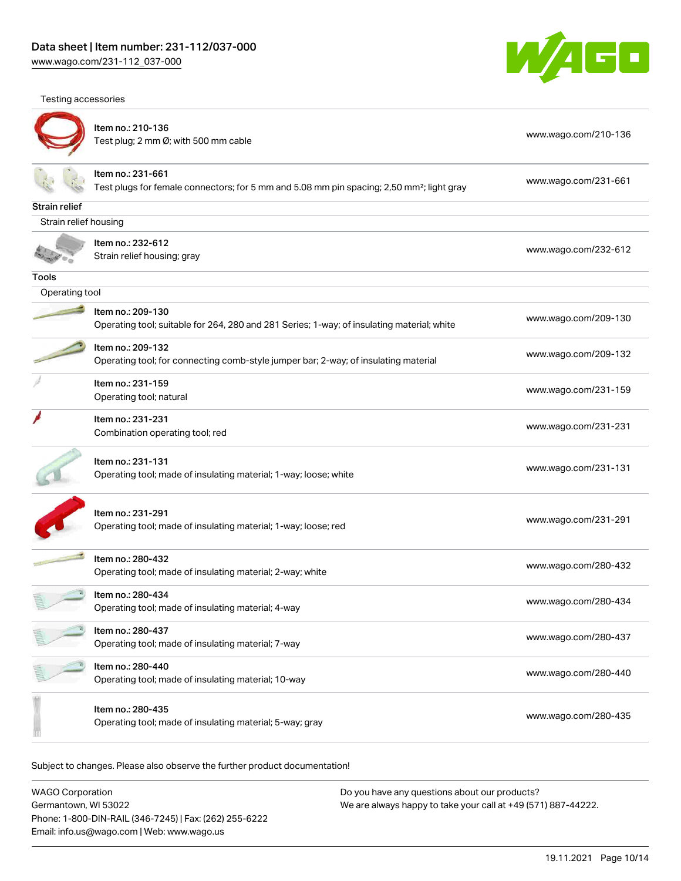Testing accessories

| | |
|---|---|
| Item no.: 210-136<br>Test plug; 2 mm Ø; with 500 mm cable | www.wago.com/210-136 |
| Item no.: 231-661<br>Test plugs for female connectors; for 5 mm and 5.08 mm pin spacing; 2,50 mm²; light gray | www.wago.com/231-661 |

## Strain relief

Strain relief housing

| | |
|---|---|
| Item no.: 232-612<br>Strain relief housing; gray | www.wago.com/232-612 |

## Tools

Operating tool

| | |
|---|---|
| Item no.: 209-130<br>Operating tool; suitable for 264, 280 and 281 Series; 1-way; of insulating material; white | www.wago.com/209-130 |
| Item no.: 209-132<br>Operating tool; for connecting comb-style jumper bar; 2-way; of insulating material | www.wago.com/209-132 |
| Item no.: 231-159<br>Operating tool; natural | www.wago.com/231-159 |
| Item no.: 231-231<br>Combination operating tool; red | www.wago.com/231-231 |
| Item no.: 231-131<br>Operating tool; made of insulating material; 1-way; loose; white | www.wago.com/231-131 |
| Item no.: 231-291<br>Operating tool; made of insulating material; 1-way; loose; red | www.wago.com/231-291 |
| Item no.: 280-432<br>Operating tool; made of insulating material; 2-way; white | www.wago.com/280-432 |
| Item no.: 280-434<br>Operating tool; made of insulating material; 4-way | www.wago.com/280-434 |
| Item no.: 280-437<br>Operating tool; made of insulating material; 7-way | www.wago.com/280-437 |
| Item no.: 280-440<br>Operating tool; made of insulating material; 10-way | www.wago.com/280-440 |
| Item no.: 280-435<br>Operating tool; made of insulating material; 5-way; gray | www.wago.com/280-435 |

Subject to changes. Please also observe the further product documentation!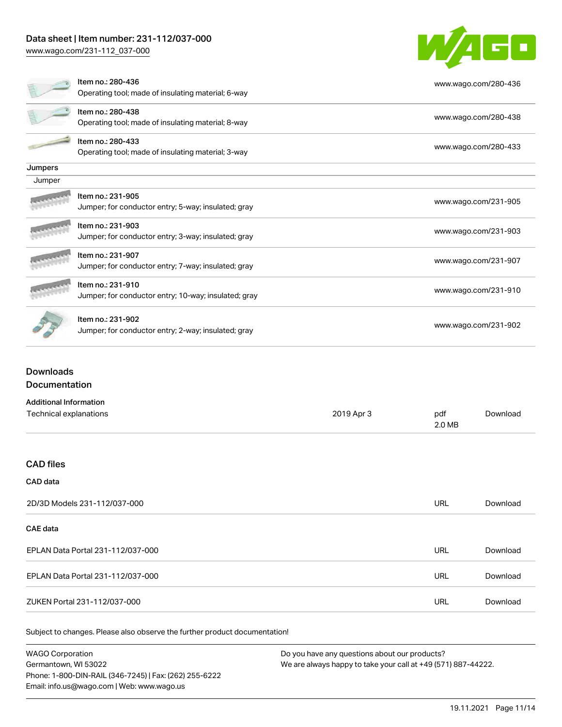| | | |
|---|---|---|
| | Item no.: 280-436<br>Operating tool; made of insulating material; 6-way | www.wago.com/280-436 |
| | Item no.: 280-438<br>Operating tool; made of insulating material; 8-way | www.wago.com/280-438 |
| | Item no.: 280-433<br>Operating tool; made of insulating material; 3-way | www.wago.com/280-433 |

**Jumpers**

Jumper

| | | |
|---|---|---|
| | Item no.: 231-905<br>Jumper; for conductor entry; 5-way; insulated; gray | www.wago.com/231-905 |
| | Item no.: 231-903<br>Jumper; for conductor entry; 3-way; insulated; gray | www.wago.com/231-903 |
| | Item no.: 231-907<br>Jumper; for conductor entry; 7-way; insulated; gray | www.wago.com/231-907 |
| | Item no.: 231-910<br>Jumper; for conductor entry; 10-way; insulated; gray | www.wago.com/231-910 |
| | Item no.: 231-902<br>Jumper; for conductor entry; 2-way; insulated; gray | www.wago.com/231-902 |

## Downloads
## Documentation

**Additional Information**

| | | | |
|---|---|---|---|
| Technical explanations | 2019 Apr 3 | pdf<br>2.0 MB | Download |

## CAD files

**CAD data**

| | | |
|---|---|---|
| 2D/3D Models 231-112/037-000 | URL | Download |

**CAE data**

| | | |
|---|---|---|
| EPLAN Data Portal 231-112/037-000 | URL | Download |
| EPLAN Data Portal 231-112/037-000 | URL | Download |
| ZUKEN Portal 231-112/037-000 | URL | Download |

Subject to changes. Please also observe the further product documentation!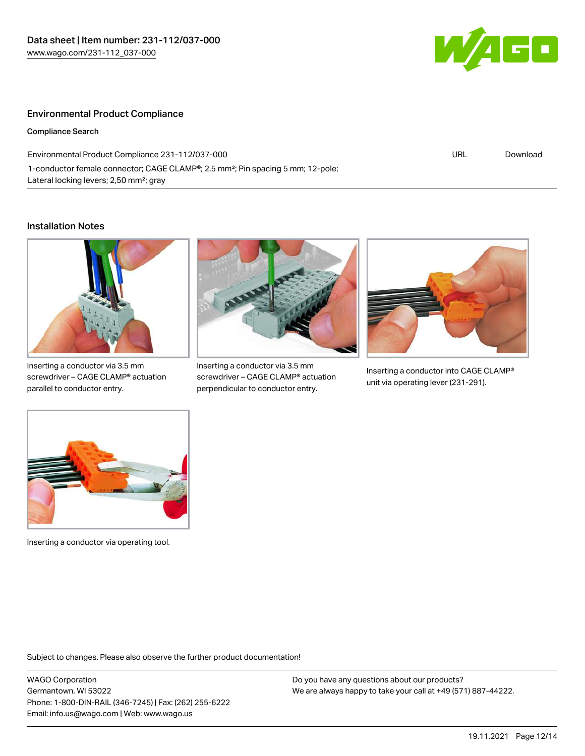## Environmental Product Compliance

### Compliance Search

| | | |
|---|---|---|
| Environmental Product Compliance 231-112/037-000<br>1-conductor female connector; CAGE CLAMP®; 2.5 mm²; Pin spacing 5 mm; 12-pole; Lateral locking levers; 2,50 mm²; gray | URL | Download |

## Installation Notes

Inserting a conductor via 3.5 mm screwdriver – CAGE CLAMP® actuation parallel to conductor entry.

Inserting a conductor via 3.5 mm screwdriver – CAGE CLAMP® actuation perpendicular to conductor entry.

Inserting a conductor into CAGE CLAMP® unit via operating lever (231-291).

Inserting a conductor via operating tool.

Subject to changes. Please also observe the further product documentation!

WAGO Corporation
Germantown, WI 53022
Phone: 1-800-DIN-RAIL (346-7245) | Fax: (262) 255-6222
Email: info.us@wago.com | Web: www.wago.us

Do you have any questions about our products?
We are always happy to take your call at +49 (571) 887-44222.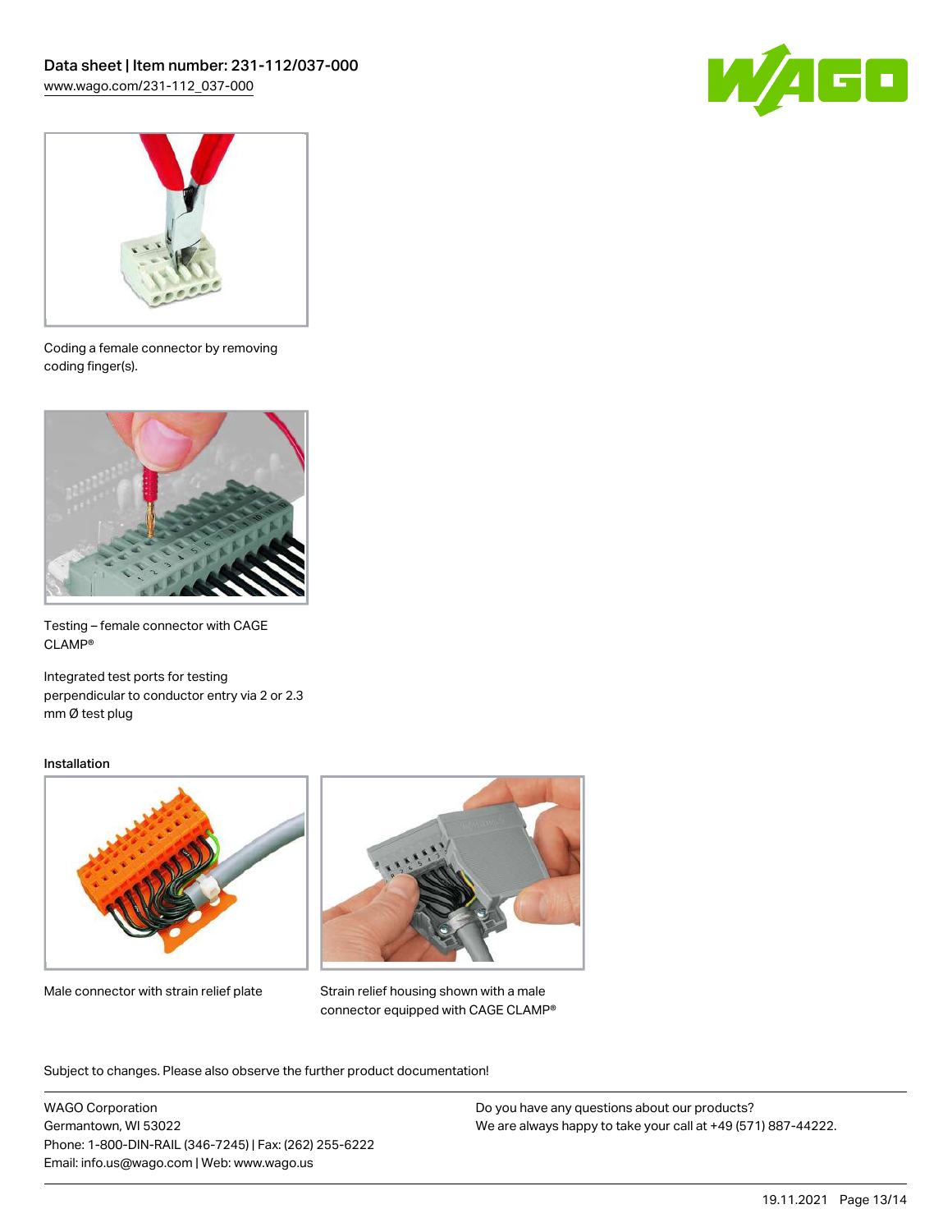Coding a female connector by removing coding finger(s).

Testing – female connector with CAGE CLAMP®

Integrated test ports for testing perpendicular to conductor entry via 2 or 2.3 mm Ø test plug

### Installation

Male connector with strain relief plate

Strain relief housing shown with a male connector equipped with CAGE CLAMP®

Subject to changes. Please also observe the further product documentation!

WAGO Corporation
Germantown, WI 53022
Phone: 1-800-DIN-RAIL (346-7245) | Fax: (262) 255-6222
Email: info.us@wago.com | Web: www.wago.us

Do you have any questions about our products?
We are always happy to take your call at +49 (571) 887-44222.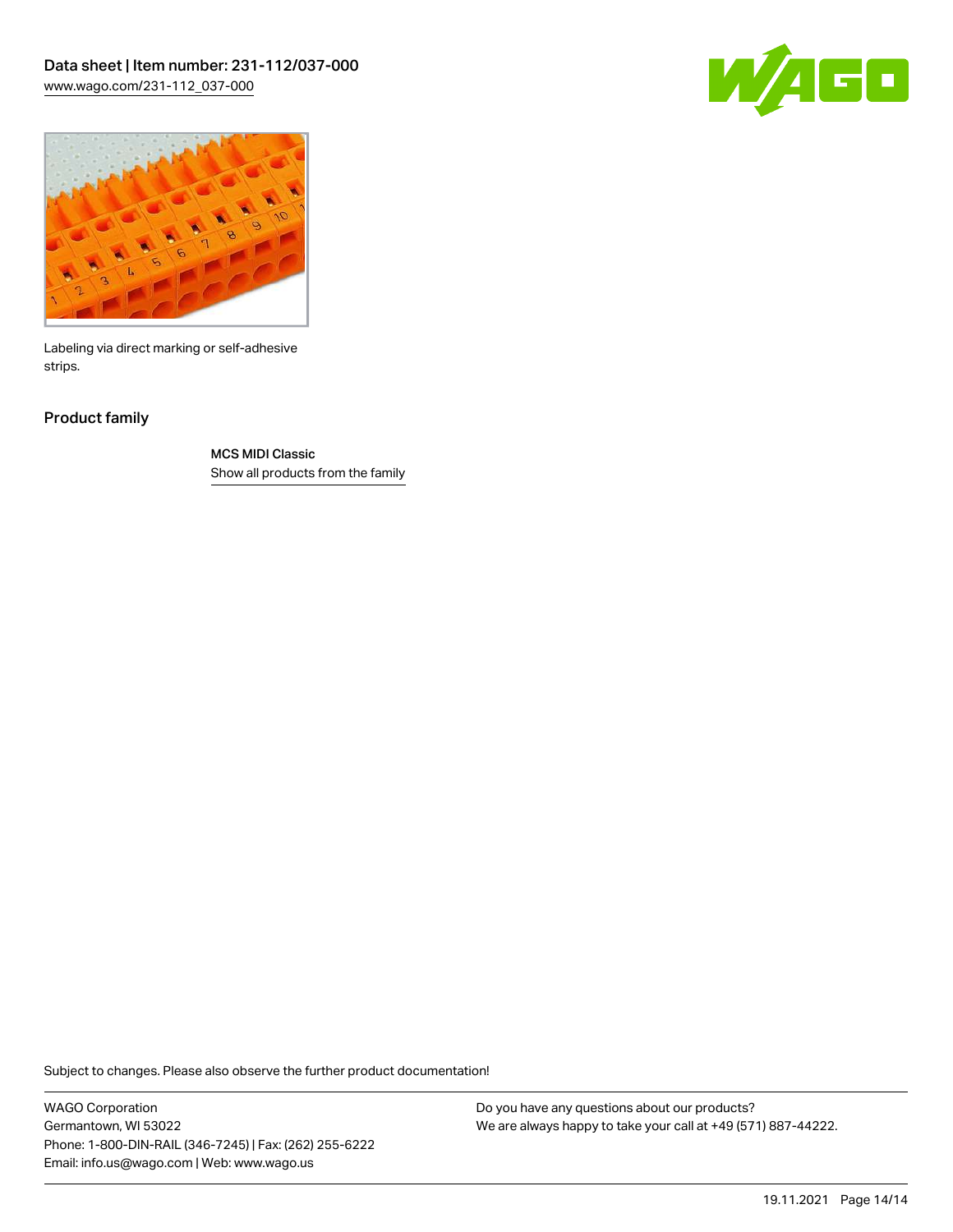Labeling via direct marking or self-adhesive strips.

## Product family

**MCS MIDI Classic**

Show all products from the family

Subject to changes. Please also observe the further product documentation!

WAGO Corporation
Germantown, WI 53022
Phone: 1-800-DIN-RAIL (346-7245) | Fax: (262) 255-6222
Email: info.us@wago.com | Web: www.wago.us

Do you have any questions about our products?
We are always happy to take your call at +49 (571) 887-44222.